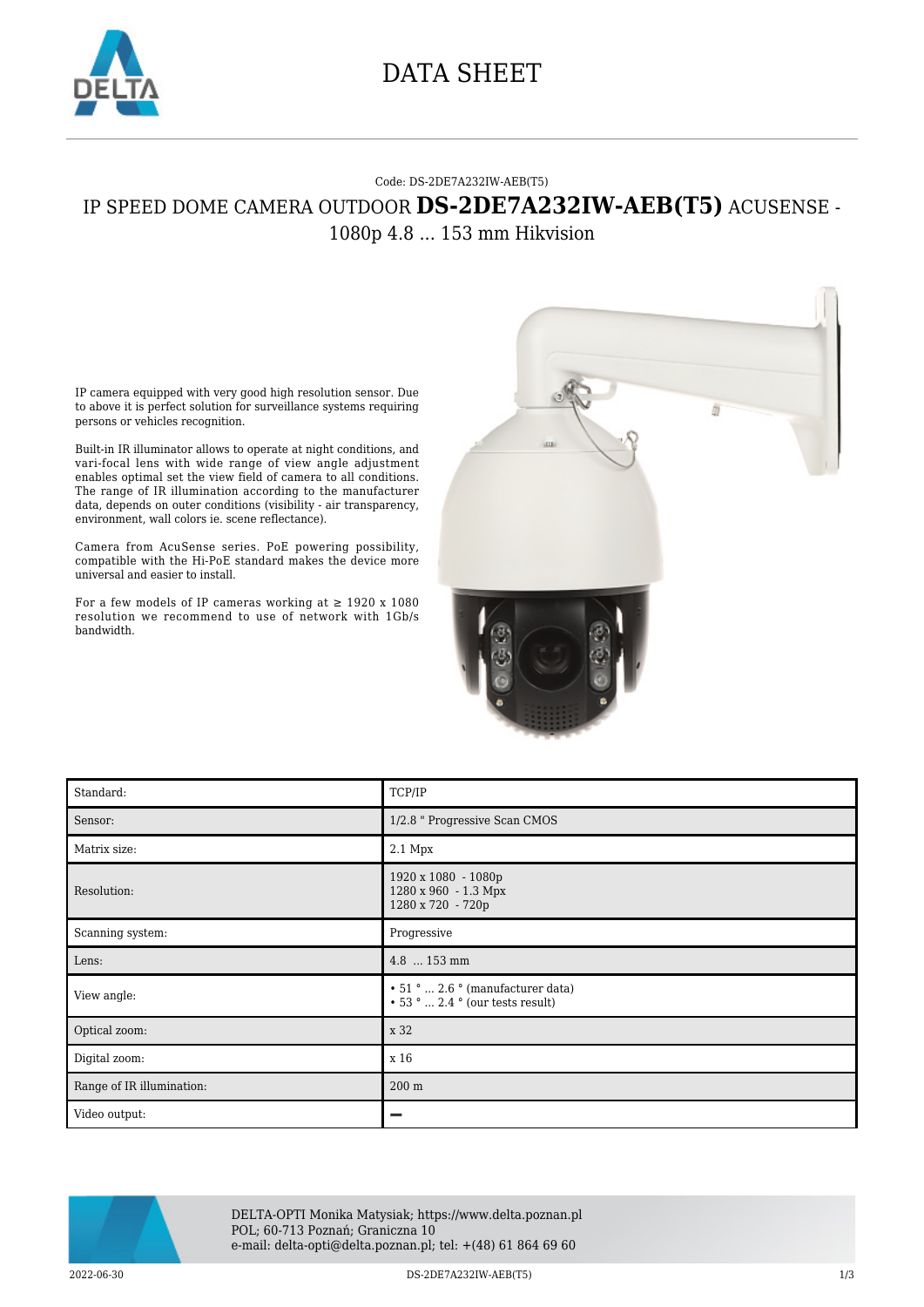# DATA SHEET

Code: DS-2DE7A232IW-AEB(T5)

## IP SPEED DOME CAMERA OUTDOOR **DS-2DE7A232IW-AEB(T5)** ACUSENSE - 1080p 4.8 ... 153 mm Hikvision

IP camera equipped with very good high resolution sensor. Due to above it is perfect solution for surveillance systems requiring persons or vehicles recognition.

Built-in IR illuminator allows to operate at night conditions, and vari-focal lens with wide range of view angle adjustment enables optimal set the view field of camera to all conditions. The range of IR illumination according to the manufacturer data, depends on outer conditions (visibility - air transparency, environment, wall colors ie. scene reflectance).

Camera from AcuSense series. PoE powering possibility, compatible with the Hi-PoE standard makes the device more universal and easier to install.

For a few models of IP cameras working at ≥ 1920 x 1080 resolution we recommend to use of network with 1Gb/s bandwidth.

| | |
|---|---|
| Standard: | TCP/IP |
| Sensor: | 1/2.8 " Progressive Scan CMOS |
| Matrix size: | 2.1 Mpx |
| Resolution: | 1920 x 1080 - 1080p<br>1280 x 960 - 1.3 Mpx<br>1280 x 720 - 720p |
| Scanning system: | Progressive |
| Lens: | 4.8 ... 153 mm |
| View angle: | • 51 ° ... 2.6 ° (manufacturer data)<br>• 53 ° ... 2.4 ° (our tests result) |
| Optical zoom: | x 32 |
| Digital zoom: | x 16 |
| Range of IR illumination: | 200 m |
| Video output: | – |

DELTA-OPTI Monika Matysiak; https://www.delta.poznan.pl
POL; 60-713 Poznań; Graniczna 10
e-mail: delta-opti@delta.poznan.pl; tel: +(48) 61 864 69 60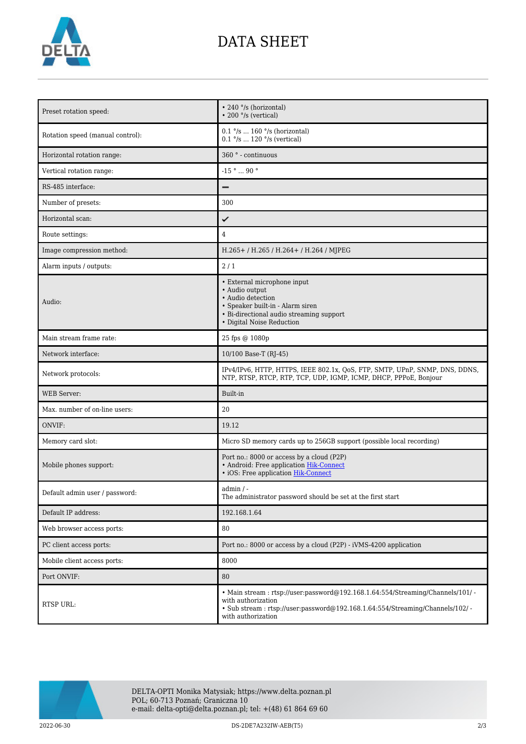# DATA SHEET

| | |
|---|---|
| Preset rotation speed: | • 240 °/s (horizontal)<br>• 200 °/s (vertical) |
| Rotation speed (manual control): | 0.1 °/s ... 160 °/s (horizontal)<br>0.1 °/s ... 120 °/s (vertical) |
| Horizontal rotation range: | 360 ° - continuous |
| Vertical rotation range: | -15 ° ... 90 ° |
| RS-485 interface: | ━ |
| Number of presets: | 300 |
| Horizontal scan: | ✔ |
| Route settings: | 4 |
| Image compression method: | H.265+ / H.265 / H.264+ / H.264 / MJPEG |
| Alarm inputs / outputs: | 2 / 1 |
| Audio: | • External microphone input<br>• Audio output<br>• Audio detection<br>• Speaker built-in - Alarm siren<br>• Bi-directional audio streaming support<br>• Digital Noise Reduction |
| Main stream frame rate: | 25 fps @ 1080p |
| Network interface: | 10/100 Base-T (RJ-45) |
| Network protocols: | IPv4/IPv6, HTTP, HTTPS, IEEE 802.1x, QoS, FTP, SMTP, UPnP, SNMP, DNS, DDNS, NTP, RTSP, RTCP, RTP, TCP, UDP, IGMP, ICMP, DHCP, PPPoE, Bonjour |
| WEB Server: | Built-in |
| Max. number of on-line users: | 20 |
| ONVIF: | 19.12 |
| Memory card slot: | Micro SD memory cards up to 256GB support (possible local recording) |
| Mobile phones support: | Port no.: 8000 or access by a cloud (P2P)<br>• Android: Free application Hik-Connect<br>• iOS: Free application Hik-Connect |
| Default admin user / password: | admin / -<br>The administrator password should be set at the first start |
| Default IP address: | 192.168.1.64 |
| Web browser access ports: | 80 |
| PC client access ports: | Port no.: 8000 or access by a cloud (P2P) - iVMS-4200 application |
| Mobile client access ports: | 8000 |
| Port ONVIF: | 80 |
| RTSP URL: | • Main stream : rtsp://user:password@192.168.1.64:554/Streaming/Channels/101/ - with authorization<br>• Sub stream : rtsp://user:password@192.168.1.64:554/Streaming/Channels/102/ - with authorization |

DELTA-OPTI Monika Matysiak; https://www.delta.poznan.pl
POL; 60-713 Poznań; Graniczna 10
e-mail: delta-opti@delta.poznan.pl; tel: +(48) 61 864 69 60

2022-06-30 DS-2DE7A232IW-AEB(T5)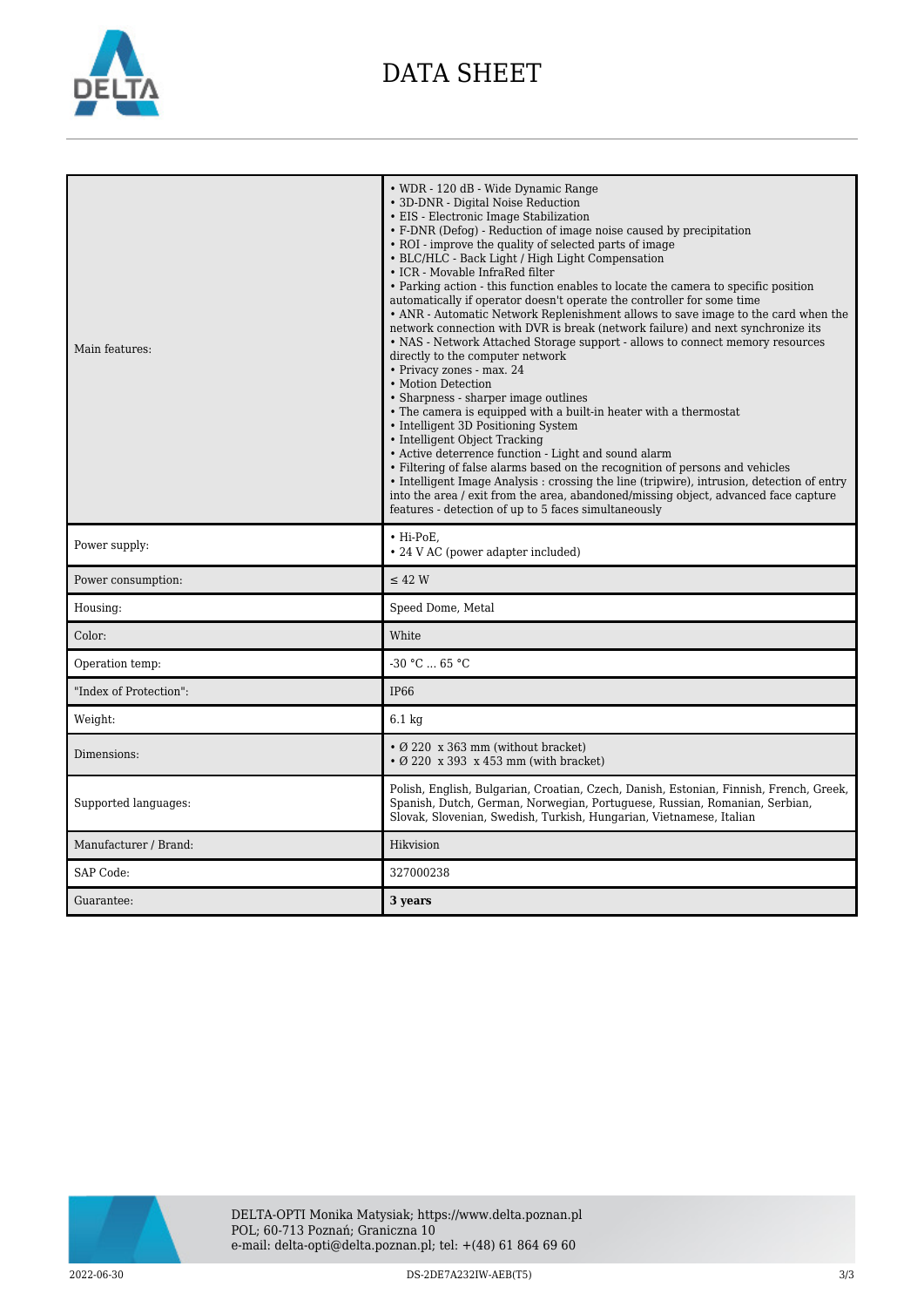| | |
|---|---|
| Main features: | • WDR - 120 dB - Wide Dynamic Range<br>• 3D-DNR - Digital Noise Reduction<br>• EIS - Electronic Image Stabilization<br>• F-DNR (Defog) - Reduction of image noise caused by precipitation<br>• ROI - improve the quality of selected parts of image<br>• BLC/HLC - Back Light / High Light Compensation<br>• ICR - Movable InfraRed filter<br>• Parking action - this function enables to locate the camera to specific position automatically if operator doesn't operate the controller for some time<br>• ANR - Automatic Network Replenishment allows to save image to the card when the network connection with DVR is break (network failure) and next synchronize its<br>• NAS - Network Attached Storage support - allows to connect memory resources directly to the computer network<br>• Privacy zones - max. 24<br>• Motion Detection<br>• Sharpness - sharper image outlines<br>• The camera is equipped with a built-in heater with a thermostat<br>• Intelligent 3D Positioning System<br>• Intelligent Object Tracking<br>• Active deterrence function - Light and sound alarm<br>• Filtering of false alarms based on the recognition of persons and vehicles<br>• Intelligent Image Analysis : crossing the line (tripwire), intrusion, detection of entry into the area / exit from the area, abandoned/missing object, advanced face capture features - detection of up to 5 faces simultaneously |
| Power supply: | • Hi-PoE,<br>• 24 V AC (power adapter included) |
| Power consumption: | ≤ 42 W |
| Housing: | Speed Dome, Metal |
| Color: | White |
| Operation temp: | -30 °C ... 65 °C |
| "Index of Protection": | IP66 |
| Weight: | 6.1 kg |
| Dimensions: | • Ø 220 x 363 mm (without bracket)<br>• Ø 220 x 393 x 453 mm (with bracket) |
| Supported languages: | Polish, English, Bulgarian, Croatian, Czech, Danish, Estonian, Finnish, French, Greek, Spanish, Dutch, German, Norwegian, Portuguese, Russian, Romanian, Serbian, Slovak, Slovenian, Swedish, Turkish, Hungarian, Vietnamese, Italian |
| Manufacturer / Brand: | Hikvision |
| SAP Code: | 327000238 |
| Guarantee: | **3 years** |

DELTA-OPTI Monika Matysiak; https://www.delta.poznan.pl
POL; 60-713 Poznań; Graniczna 10
e-mail: delta-opti@delta.poznan.pl; tel: +(48) 61 864 69 60

2022-06-30 DS-2DE7A232IW-AEB(T5)